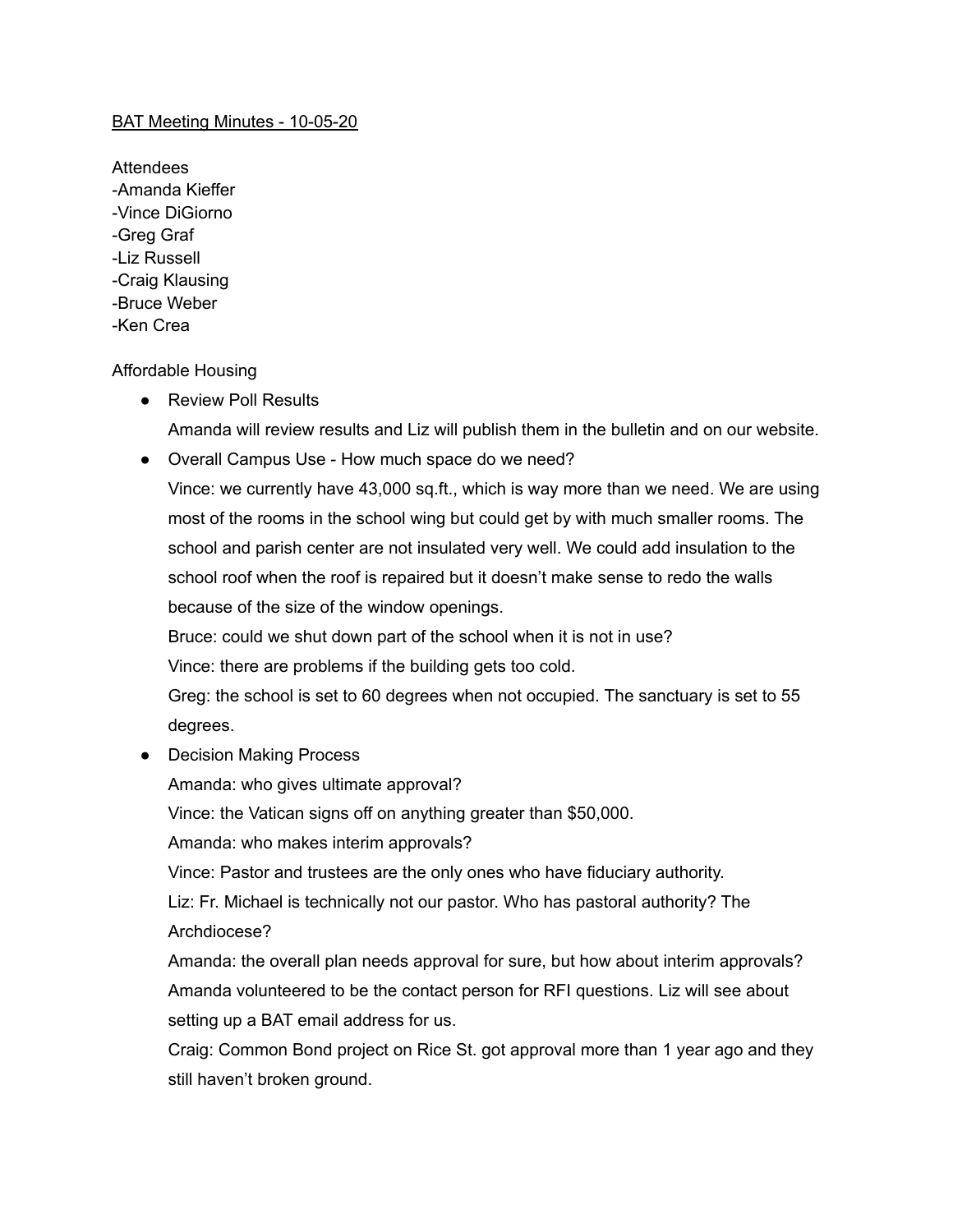BAT Meeting Minutes - 10-05-20

Attendees
- Amanda Kieffer
- Vince DiGiorno
- Greg Graf
- Liz Russell
- Craig Klausing
- Bruce Weber
- Ken Crea

Affordable Housing

- Review Poll Results
  Amanda will review results and Liz will publish them in the bulletin and on our website.
- Overall Campus Use - How much space do we need?
  Vince: we currently have 43,000 sq.ft., which is way more than we need. We are using most of the rooms in the school wing but could get by with much smaller rooms. The school and parish center are not insulated very well. We could add insulation to the school roof when the roof is repaired but it doesn't make sense to redo the walls because of the size of the window openings.
  Bruce: could we shut down part of the school when it is not in use?
  Vince: there are problems if the building gets too cold.
  Greg: the school is set to 60 degrees when not occupied. The sanctuary is set to 55 degrees.
- Decision Making Process
  Amanda: who gives ultimate approval?
  Vince: the Vatican signs off on anything greater than $50,000.
  Amanda: who makes interim approvals?
  Vince: Pastor and trustees are the only ones who have fiduciary authority.
  Liz: Fr. Michael is technically not our pastor. Who has pastoral authority? The Archdiocese?
  Amanda: the overall plan needs approval for sure, but how about interim approvals?
  Amanda volunteered to be the contact person for RFI questions. Liz will see about setting up a BAT email address for us.
  Craig: Common Bond project on Rice St. got approval more than 1 year ago and they still haven't broken ground.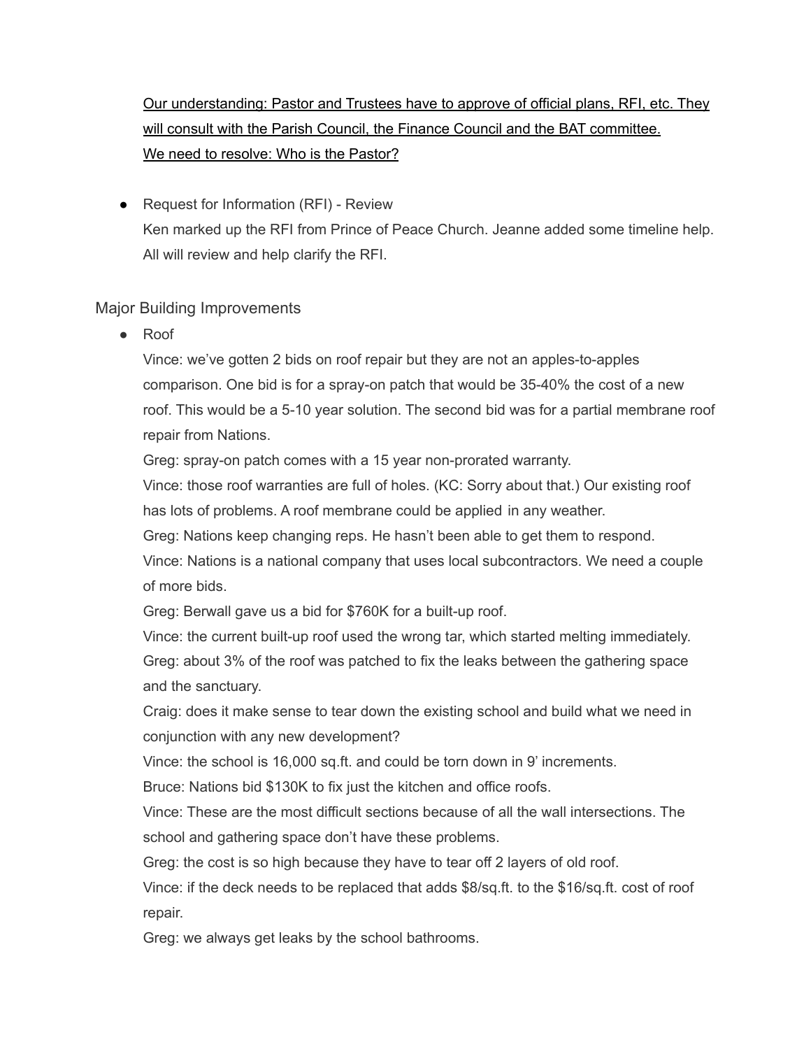<u>Our understanding: Pastor and Trustees have to approve of official plans, RFI, etc. They will consult with the Parish Council, the Finance Council and the BAT committee.</u>
<u>We need to resolve: Who is the Pastor?</u>

- Request for Information (RFI) - Review
  Ken marked up the RFI from Prince of Peace Church. Jeanne added some timeline help. All will review and help clarify the RFI.

## Major Building Improvements

- Roof
  Vince: we've gotten 2 bids on roof repair but they are not an apples-to-apples comparison. One bid is for a spray-on patch that would be 35-40% the cost of a new roof. This would be a 5-10 year solution. The second bid was for a partial membrane roof repair from Nations.
  Greg: spray-on patch comes with a 15 year non-prorated warranty.
  Vince: those roof warranties are full of holes. (KC: Sorry about that.) Our existing roof has lots of problems. A roof membrane could be applied in any weather.
  Greg: Nations keep changing reps. He hasn't been able to get them to respond.
  Vince: Nations is a national company that uses local subcontractors. We need a couple of more bids.
  Greg: Berwall gave us a bid for $760K for a built-up roof.
  Vince: the current built-up roof used the wrong tar, which started melting immediately.
  Greg: about 3% of the roof was patched to fix the leaks between the gathering space and the sanctuary.
  Craig: does it make sense to tear down the existing school and build what we need in conjunction with any new development?
  Vince: the school is 16,000 sq.ft. and could be torn down in 9' increments.
  Bruce: Nations bid $130K to fix just the kitchen and office roofs.
  Vince: These are the most difficult sections because of all the wall intersections. The school and gathering space don't have these problems.
  Greg: the cost is so high because they have to tear off 2 layers of old roof.
  Vince: if the deck needs to be replaced that adds $8/sq.ft. to the $16/sq.ft. cost of roof repair.
  Greg: we always get leaks by the school bathrooms.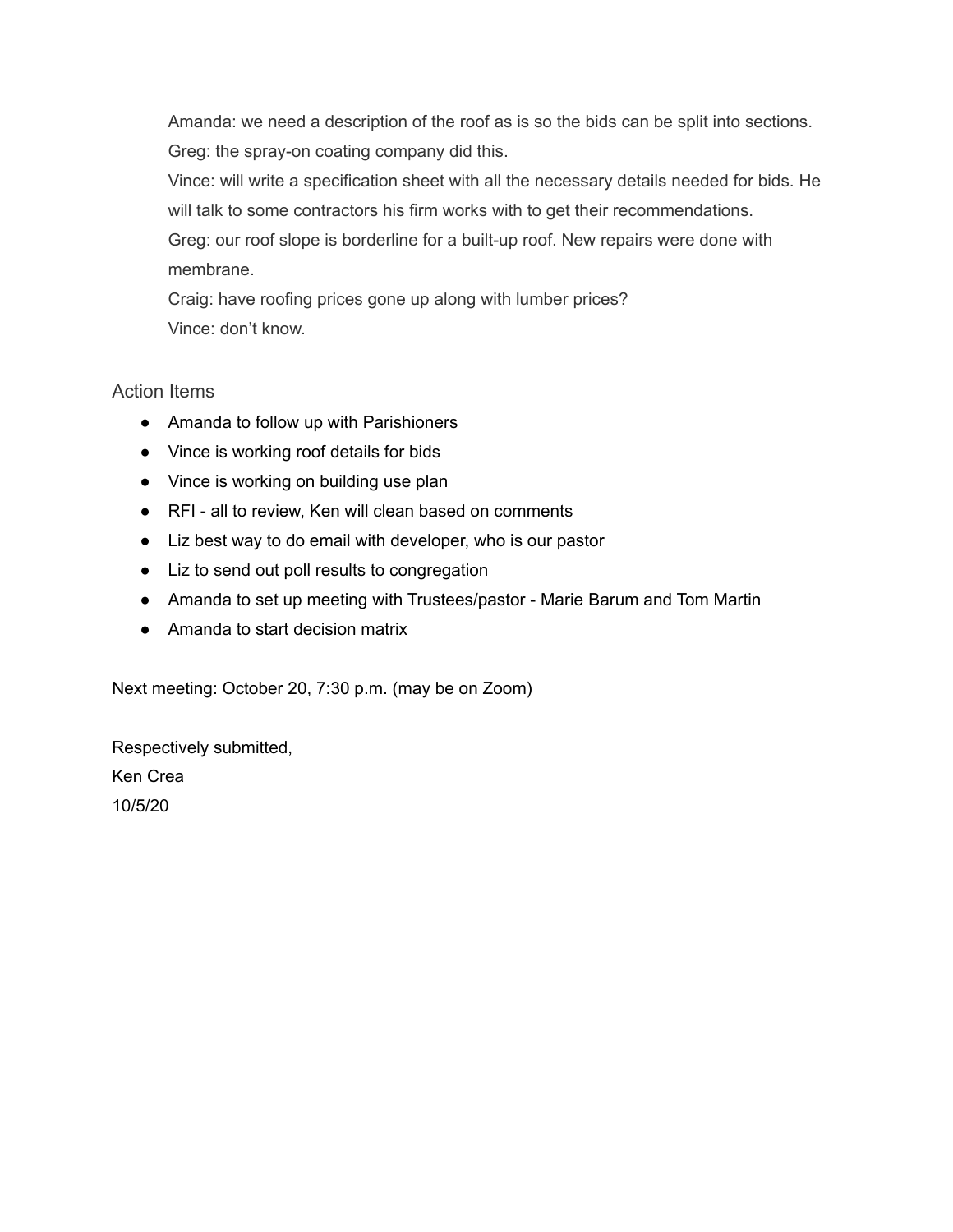Amanda: we need a description of the roof as is so the bids can be split into sections.

Greg: the spray-on coating company did this.

Vince: will write a specification sheet with all the necessary details needed for bids. He will talk to some contractors his firm works with to get their recommendations.

Greg: our roof slope is borderline for a built-up roof. New repairs were done with membrane.

Craig: have roofing prices gone up along with lumber prices?

Vince: don't know.

## Action Items

- Amanda to follow up with Parishioners
- Vince is working roof details for bids
- Vince is working on building use plan
- RFI - all to review, Ken will clean based on comments
- Liz best way to do email with developer, who is our pastor
- Liz to send out poll results to congregation
- Amanda to set up meeting with Trustees/pastor - Marie Barum and Tom Martin
- Amanda to start decision matrix

Next meeting: October 20, 7:30 p.m. (may be on Zoom)

Respectively submitted,
Ken Crea
10/5/20